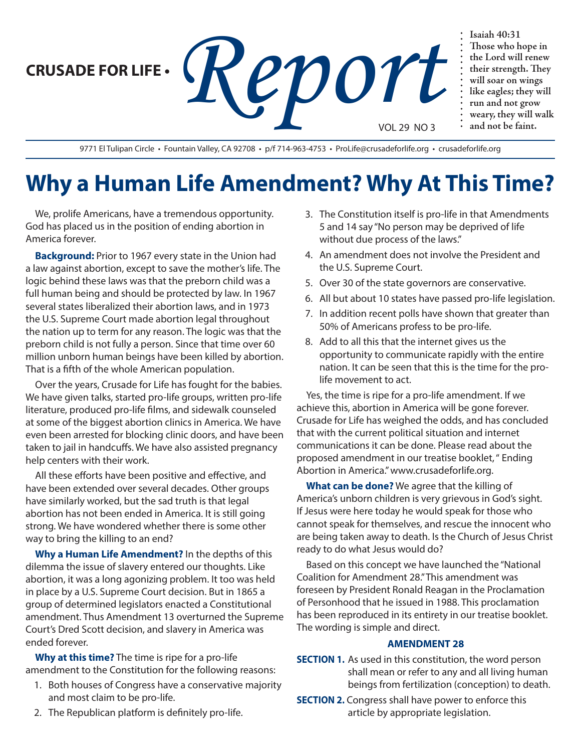**CRUSADE FOR LIFE •** *Report*

VOL 29 NO 3

**Isaiah 40:31**
**Those who hope in the Lord will renew their strength. They will soar on wings like eagles; they will run and not grow weary, they will walk and not be faint.**

9771 El Tulipan Circle • Fountain Valley, CA 92708 • p/f 714-963-4753 • ProLife@crusadeforlife.org • crusadeforlife.org

# Why a Human Life Amendment? Why At This Time?

We, prolife Americans, have a tremendous opportunity. God has placed us in the position of ending abortion in America forever.

**Background:** Prior to 1967 every state in the Union had a law against abortion, except to save the mother's life. The logic behind these laws was that the preborn child was a full human being and should be protected by law. In 1967 several states liberalized their abortion laws, and in 1973 the U.S. Supreme Court made abortion legal throughout the nation up to term for any reason. The logic was that the preborn child is not fully a person. Since that time over 60 million unborn human beings have been killed by abortion. That is a fifth of the whole American population.

Over the years, Crusade for Life has fought for the babies. We have given talks, started pro-life groups, written pro-life literature, produced pro-life films, and sidewalk counseled at some of the biggest abortion clinics in America. We have even been arrested for blocking clinic doors, and have been taken to jail in handcuffs. We have also assisted pregnancy help centers with their work.

All these efforts have been positive and effective, and have been extended over several decades. Other groups have similarly worked, but the sad truth is that legal abortion has not been ended in America. It is still going strong. We have wondered whether there is some other way to bring the killing to an end?

**Why a Human Life Amendment?** In the depths of this dilemma the issue of slavery entered our thoughts. Like abortion, it was a long agonizing problem. It too was held in place by a U.S. Supreme Court decision. But in 1865 a group of determined legislators enacted a Constitutional amendment. Thus Amendment 13 overturned the Supreme Court's Dred Scott decision, and slavery in America was ended forever.

**Why at this time?** The time is ripe for a pro-life amendment to the Constitution for the following reasons:

1. Both houses of Congress have a conservative majority and most claim to be pro-life.
2. The Republican platform is definitely pro-life.
3. The Constitution itself is pro-life in that Amendments 5 and 14 say "No person may be deprived of life without due process of the laws."
4. An amendment does not involve the President and the U.S. Supreme Court.
5. Over 30 of the state governors are conservative.
6. All but about 10 states have passed pro-life legislation.
7. In addition recent polls have shown that greater than 50% of Americans profess to be pro-life.
8. Add to all this that the internet gives us the opportunity to communicate rapidly with the entire nation. It can be seen that this is the time for the pro-life movement to act.

Yes, the time is ripe for a pro-life amendment. If we achieve this, abortion in America will be gone forever. Crusade for Life has weighed the odds, and has concluded that with the current political situation and internet communications it can be done. Please read about the proposed amendment in our treatise booklet, " Ending Abortion in America." www.crusadeforlife.org.

**What can be done?** We agree that the killing of America's unborn children is very grievous in God's sight. If Jesus were here today he would speak for those who cannot speak for themselves, and rescue the innocent who are being taken away to death. Is the Church of Jesus Christ ready to do what Jesus would do?

Based on this concept we have launched the "National Coalition for Amendment 28." This amendment was foreseen by President Ronald Reagan in the Proclamation of Personhood that he issued in 1988. This proclamation has been reproduced in its entirety in our treatise booklet. The wording is simple and direct.

**AMENDMENT 28**

**SECTION 1.** As used in this constitution, the word person shall mean or refer to any and all living human beings from fertilization (conception) to death.

**SECTION 2.** Congress shall have power to enforce this article by appropriate legislation.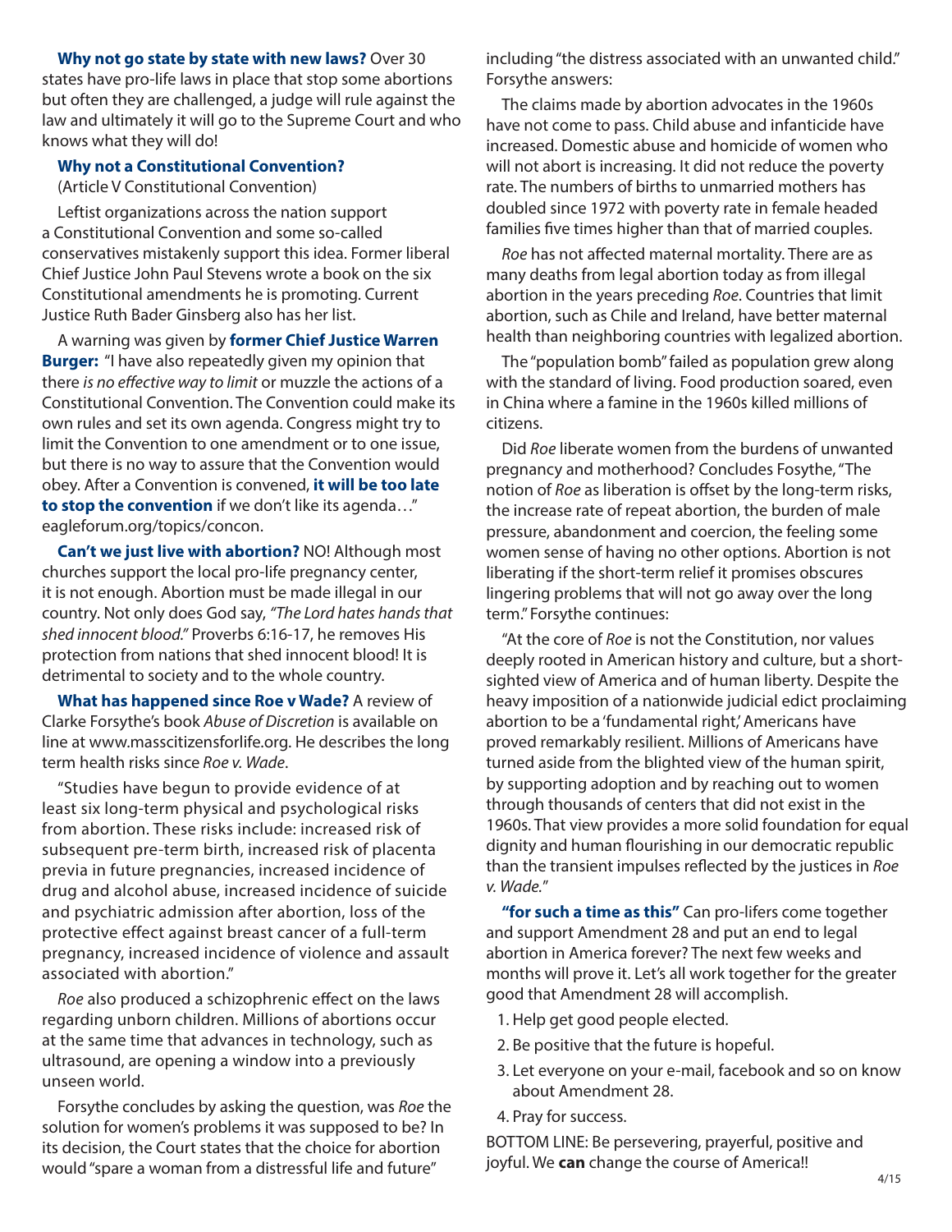**Why not go state by state with new laws?** Over 30 states have pro-life laws in place that stop some abortions but often they are challenged, a judge will rule against the law and ultimately it will go to the Supreme Court and who knows what they will do!

**Why not a Constitutional Convention?**
(Article V Constitutional Convention)

Leftist organizations across the nation support a Constitutional Convention and some so-called conservatives mistakenly support this idea. Former liberal Chief Justice John Paul Stevens wrote a book on the six Constitutional amendments he is promoting. Current Justice Ruth Bader Ginsberg also has her list.

A warning was given by **former Chief Justice Warren Burger:** "I have also repeatedly given my opinion that there *is no effective way to limit* or muzzle the actions of a Constitutional Convention. The Convention could make its own rules and set its own agenda. Congress might try to limit the Convention to one amendment or to one issue, but there is no way to assure that the Convention would obey. After a Convention is convened, **it will be too late to stop the convention** if we don't like its agenda…" eagleforum.org/topics/concon.

**Can't we just live with abortion?** NO! Although most churches support the local pro-life pregnancy center, it is not enough. Abortion must be made illegal in our country. Not only does God say, *"The Lord hates hands that shed innocent blood."* Proverbs 6:16-17, he removes His protection from nations that shed innocent blood! It is detrimental to society and to the whole country.

**What has happened since Roe v Wade?** A review of Clarke Forsythe's book *Abuse of Discretion* is available on line at www.masscitizensforlife.org. He describes the long term health risks since *Roe v. Wade*.

"Studies have begun to provide evidence of at least six long-term physical and psychological risks from abortion. These risks include: increased risk of subsequent pre-term birth, increased risk of placenta previa in future pregnancies, increased incidence of drug and alcohol abuse, increased incidence of suicide and psychiatric admission after abortion, loss of the protective effect against breast cancer of a full-term pregnancy, increased incidence of violence and assault associated with abortion."

*Roe* also produced a schizophrenic effect on the laws regarding unborn children. Millions of abortions occur at the same time that advances in technology, such as ultrasound, are opening a window into a previously unseen world.

Forsythe concludes by asking the question, was *Roe* the solution for women's problems it was supposed to be? In its decision, the Court states that the choice for abortion would "spare a woman from a distressful life and future" including "the distress associated with an unwanted child." Forsythe answers:

The claims made by abortion advocates in the 1960s have not come to pass. Child abuse and infanticide have increased. Domestic abuse and homicide of women who will not abort is increasing. It did not reduce the poverty rate. The numbers of births to unmarried mothers has doubled since 1972 with poverty rate in female headed families five times higher than that of married couples.

*Roe* has not affected maternal mortality. There are as many deaths from legal abortion today as from illegal abortion in the years preceding *Roe*. Countries that limit abortion, such as Chile and Ireland, have better maternal health than neighboring countries with legalized abortion.

The "population bomb" failed as population grew along with the standard of living. Food production soared, even in China where a famine in the 1960s killed millions of citizens.

Did *Roe* liberate women from the burdens of unwanted pregnancy and motherhood? Concludes Fosythe, "The notion of *Roe* as liberation is offset by the long-term risks, the increase rate of repeat abortion, the burden of male pressure, abandonment and coercion, the feeling some women sense of having no other options. Abortion is not liberating if the short-term relief it promises obscures lingering problems that will not go away over the long term." Forsythe continues:

"At the core of *Roe* is not the Constitution, nor values deeply rooted in American history and culture, but a short-sighted view of America and of human liberty. Despite the heavy imposition of a nationwide judicial edict proclaiming abortion to be a 'fundamental right,' Americans have proved remarkably resilient. Millions of Americans have turned aside from the blighted view of the human spirit, by supporting adoption and by reaching out to women through thousands of centers that did not exist in the 1960s. That view provides a more solid foundation for equal dignity and human flourishing in our democratic republic than the transient impulses reflected by the justices in *Roe v. Wade.*"

**"for such a time as this"** Can pro-lifers come together and support Amendment 28 and put an end to legal abortion in America forever? The next few weeks and months will prove it. Let's all work together for the greater good that Amendment 28 will accomplish.

1. Help get good people elected.
2. Be positive that the future is hopeful.
3. Let everyone on your e-mail, facebook and so on know about Amendment 28.
4. Pray for success.

BOTTOM LINE: Be persevering, prayerful, positive and joyful. We **can** change the course of America!!

4/15